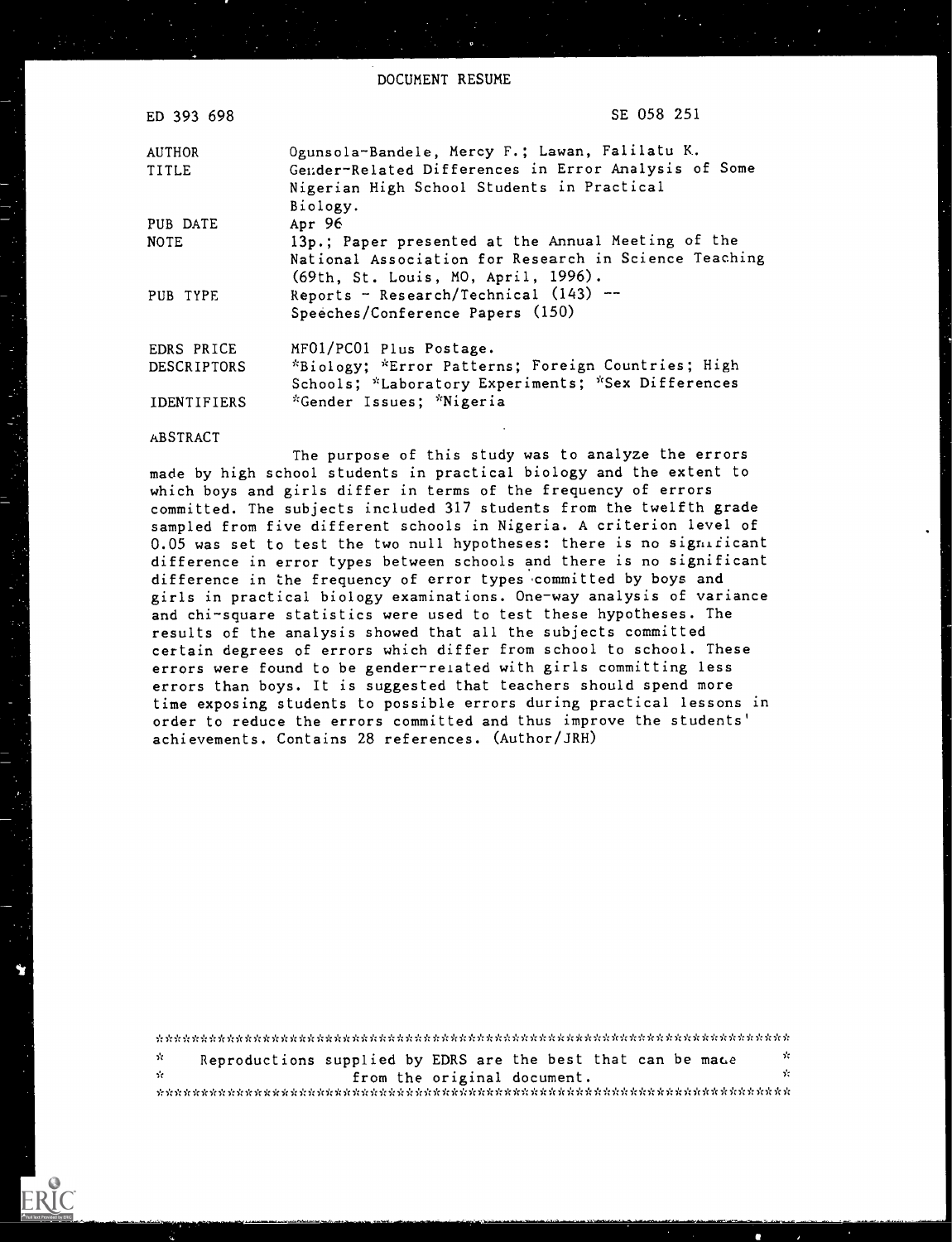DOCUMENT RESUME

| | |
|---|---|
| ED 393 698 | SE 058 251 |
| AUTHOR | Ogunsola-Bandele, Mercy F.; Lawan, Falilatu K. |
| TITLE | Gender-Related Differences in Error Analysis of Some Nigerian High School Students in Practical Biology. |
| PUB DATE | Apr 96 |
| NOTE | 13p.; Paper presented at the Annual Meeting of the National Association for Research in Science Teaching (69th, St. Louis, MO, April, 1996). |
| PUB TYPE | Reports - Research/Technical (143) -- Speeches/Conference Papers (150) |
| EDRS PRICE | MF01/PC01 Plus Postage. |
| DESCRIPTORS | *Biology; *Error Patterns; Foreign Countries; High Schools; *Laboratory Experiments; *Sex Differences |
| IDENTIFIERS | *Gender Issues; *Nigeria |

ABSTRACT

The purpose of this study was to analyze the errors made by high school students in practical biology and the extent to which boys and girls differ in terms of the frequency of errors committed. The subjects included 317 students from the twelfth grade sampled from five different schools in Nigeria. A criterion level of 0.05 was set to test the two null hypotheses: there is no significant difference in error types between schools and there is no significant difference in the frequency of error types committed by boys and girls in practical biology examinations. One-way analysis of variance and chi-square statistics were used to test these hypotheses. The results of the analysis showed that all the subjects committed certain degrees of errors which differ from school to school. These errors were found to be gender-related with girls committing less errors than boys. It is suggested that teachers should spend more time exposing students to possible errors during practical lessons in order to reduce the errors committed and thus improve the students' achievements. Contains 28 references. (Author/JRH)

***********************************************************************
* Reproductions supplied by EDRS are the best that can be made *
* from the original document. *
***********************************************************************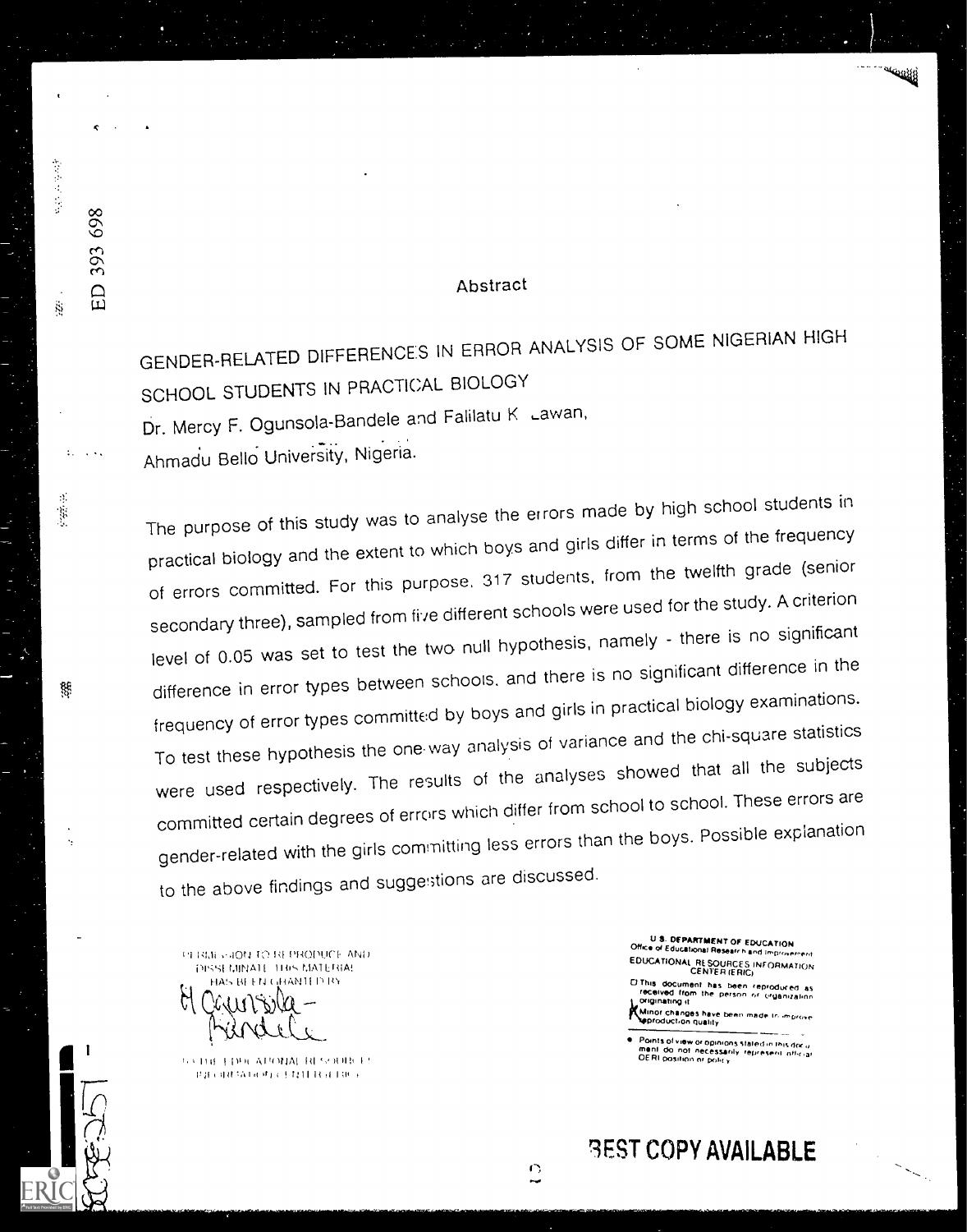## Abstract

# GENDER-RELATED DIFFERENCES IN ERROR ANALYSIS OF SOME NIGERIAN HIGH SCHOOL STUDENTS IN PRACTICAL BIOLOGY

Dr. Mercy F. Ogunsola-Bandele and Falilatu K. Lawan,
Ahmadu Bello University, Nigeria.

The purpose of this study was to analyse the errors made by high school students in practical biology and the extent to which boys and girls differ in terms of the frequency of errors committed. For this purpose, 317 students, from the twelfth grade (senior secondary three), sampled from five different schools were used for the study. A criterion level of 0.05 was set to test the two null hypothesis, namely - there is no significant difference in error types between schools, and there is no significant difference in the frequency of error types committed by boys and girls in practical biology examinations. To test these hypothesis the one-way analysis of variance and the chi-square statistics were used respectively. The results of the analyses showed that all the subjects committed certain degrees of errors which differ from school to school. These errors are gender-related with the girls committing less errors than the boys. Possible explanation to the above findings and suggestions are discussed.

PERMISSION TO REPRODUCE AND DISSEMINATE THIS MATERIAL HAS BEEN GRANTED BY

M. Ogunsola-Bandele

TO THE EDUCATIONAL RESOURCES INFORMATION CENTER (ERIC)

U.S. DEPARTMENT OF EDUCATION
Office of Educational Research and Improvement
EDUCATIONAL RESOURCES INFORMATION CENTER (ERIC)

- This document has been reproduced as received from the person or organization originating it
- Minor changes have been made to improve reproduction quality

- Points of view or opinions stated in this document do not necessarily represent official OERI position or policy

BEST COPY AVAILABLE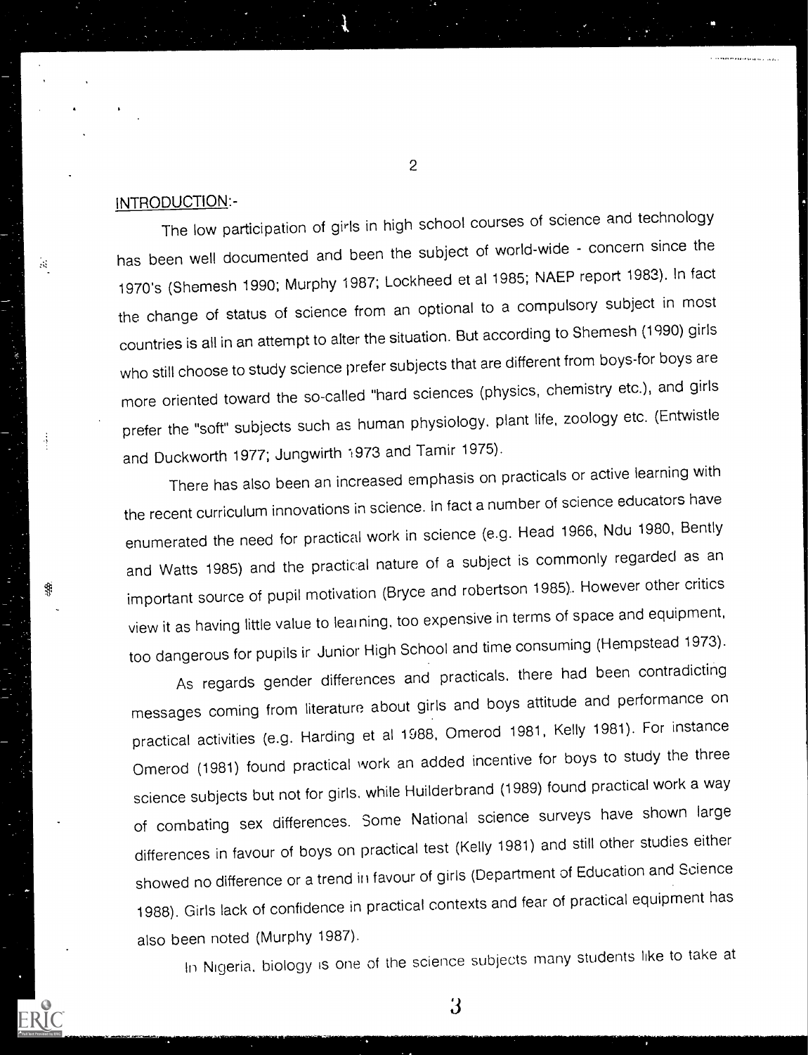## INTRODUCTION:-

The low participation of girls in high school courses of science and technology has been well documented and been the subject of world-wide - concern since the 1970's (Shemesh 1990; Murphy 1987; Lockheed et al 1985; NAEP report 1983). In fact the change of status of science from an optional to a compulsory subject in most countries is all in an attempt to alter the situation. But according to Shemesh (1990) girls who still choose to study science prefer subjects that are different from boys-for boys are more oriented toward the so-called "hard sciences (physics, chemistry etc.), and girls prefer the "soft" subjects such as human physiology, plant life, zoology etc. (Entwistle and Duckworth 1977; Jungwirth 1973 and Tamir 1975).

There has also been an increased emphasis on practicals or active learning with the recent curriculum innovations in science. In fact a number of science educators have enumerated the need for practical work in science (e.g. Head 1966, Ndu 1980, Bently and Watts 1985) and the practical nature of a subject is commonly regarded as an important source of pupil motivation (Bryce and robertson 1985). However other critics view it as having little value to learning, too expensive in terms of space and equipment, too dangerous for pupils in Junior High School and time consuming (Hempstead 1973).

As regards gender differences and practicals, there had been contradicting messages coming from literature about girls and boys attitude and performance on practical activities (e.g. Harding et al 1988, Omerod 1981, Kelly 1981). For instance Omerod (1981) found practical work an added incentive for boys to study the three science subjects but not for girls, while Huilderbrand (1989) found practical work a way of combating sex differences. Some National science surveys have shown large differences in favour of boys on practical test (Kelly 1981) and still other studies either showed no difference or a trend in favour of girls (Department of Education and Science 1988). Girls lack of confidence in practical contexts and fear of practical equipment has also been noted (Murphy 1987).

In Nigeria, biology is one of the science subjects many students like to take at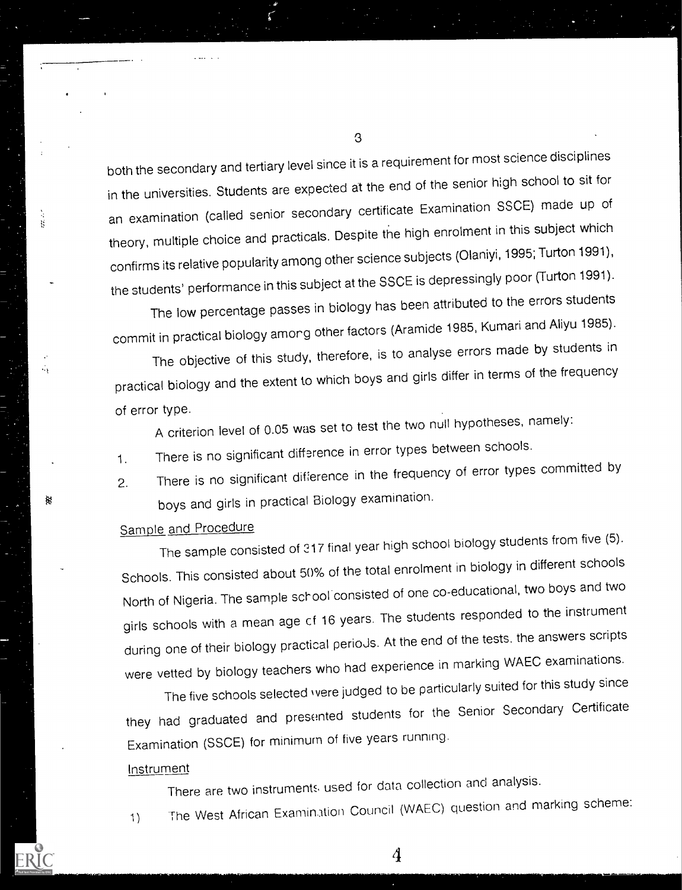both the secondary and tertiary level since it is a requirement for most science disciplines in the universities. Students are expected at the end of the senior high school to sit for an examination (called senior secondary certificate Examination SSCE) made up of theory, multiple choice and practicals. Despite the high enrolment in this subject which confirms its relative popularity among other science subjects (Olaniyi, 1995; Turton 1991), the students' performance in this subject at the SSCE is depressingly poor (Turton 1991).

The low percentage passes in biology has been attributed to the errors students commit in practical biology among other factors (Aramide 1985, Kumari and Aliyu 1985).

The objective of this study, therefore, is to analyse errors made by students in practical biology and the extent to which boys and girls differ in terms of the frequency of error type.

A criterion level of 0.05 was set to test the two null hypotheses, namely:

1. There is no significant difference in error types between schools.
2. There is no significant difference in the frequency of error types committed by boys and girls in practical Biology examination.

## Sample and Procedure

The sample consisted of 317 final year high school biology students from five (5). Schools. This consisted about 50% of the total enrolment in biology in different schools North of Nigeria. The sample school consisted of one co-educational, two boys and two girls schools with a mean age of 16 years. The students responded to the instrument during one of their biology practical periods. At the end of the tests. the answers scripts were vetted by biology teachers who had experience in marking WAEC examinations.

The five schools selected were judged to be particularly suited for this study since they had graduated and presented students for the Senior Secondary Certificate Examination (SSCE) for minimum of five years running.

## Instrument

There are two instruments used for data collection and analysis.

1) The West African Examination Council (WAEC) question and marking scheme: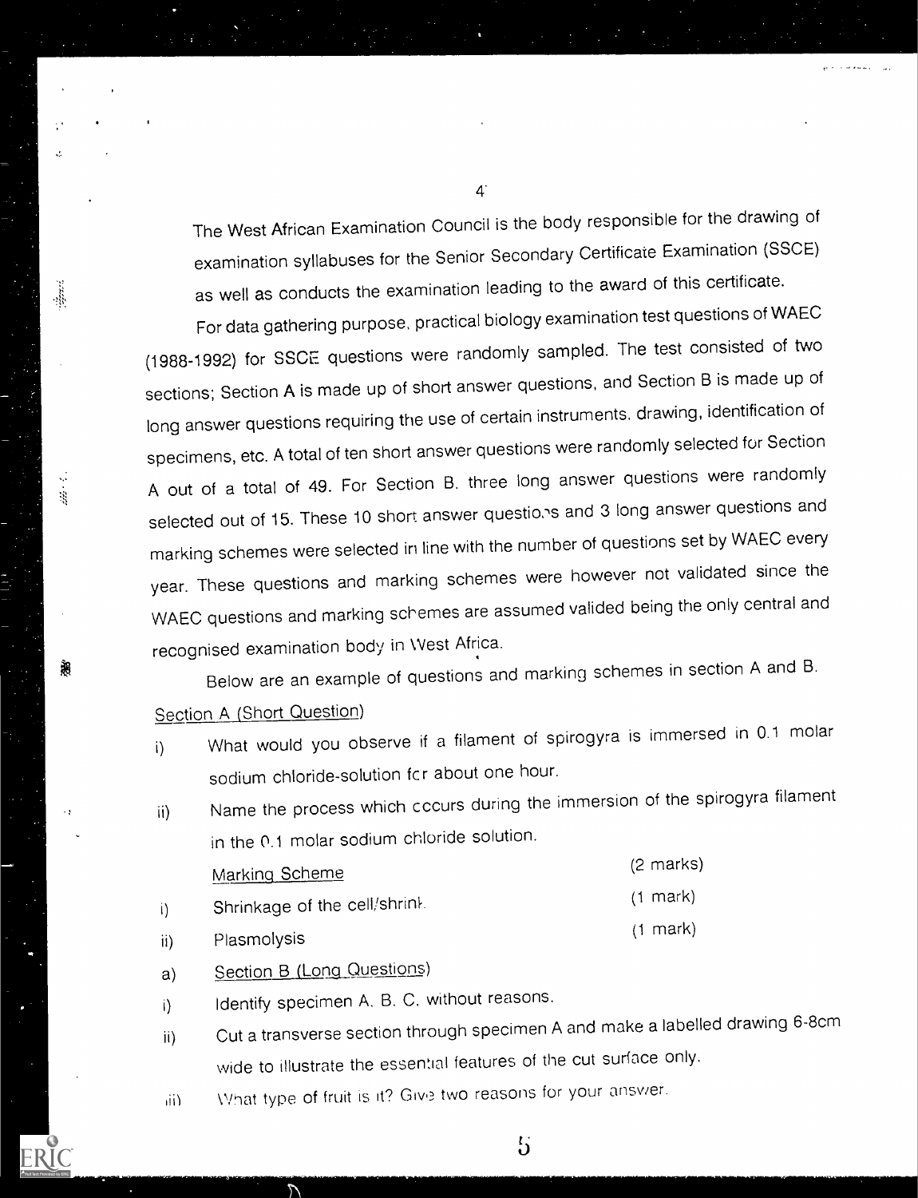The West African Examination Council is the body responsible for the drawing of examination syllabuses for the Senior Secondary Certificate Examination (SSCE) as well as conducts the examination leading to the award of this certificate.

For data gathering purpose, practical biology examination test questions of WAEC (1988-1992) for SSCE questions were randomly sampled. The test consisted of two sections; Section A is made up of short answer questions, and Section B is made up of long answer questions requiring the use of certain instruments, drawing, identification of specimens, etc. A total of ten short answer questions were randomly selected for Section A out of a total of 49. For Section B, three long answer questions were randomly selected out of 15. These 10 short answer questions and 3 long answer questions and marking schemes were selected in line with the number of questions set by WAEC every year. These questions and marking schemes were however not validated since the WAEC questions and marking schemes are assumed valided being the only central and recognised examination body in West Africa.

Below are an example of questions and marking schemes in section A and B.

Section A (Short Question)

i) What would you observe if a filament of spirogyra is immersed in 0.1 molar sodium chloride-solution for about one hour.

ii) Name the process which occurs during the immersion of the spirogyra filament in the 0.1 molar sodium chloride solution.

Marking Scheme (2 marks)

i) Shrinkage of the cell/shrink. (1 mark)

ii) Plasmolysis (1 mark)

a) Section B (Long Questions)

i) Identify specimen A, B, C, without reasons.

ii) Cut a transverse section through specimen A and make a labelled drawing 6-8cm wide to illustrate the essential features of the cut surface only.

iii) What type of fruit is it? Give two reasons for your answer.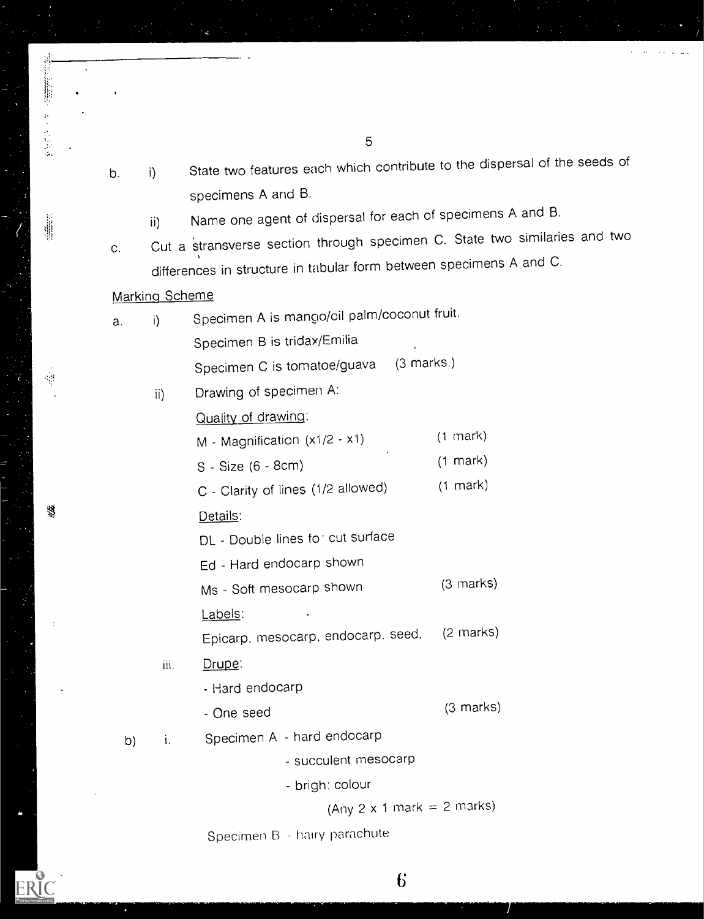b. i) State two features each which contribute to the dispersal of the seeds of specimens A and B.

ii) Name one agent of dispersal for each of specimens A and B.

c. Cut a stransverse section through specimen C. State two similaries and two differences in structure in tabular form between specimens A and C.

Marking Scheme

a. i) Specimen A is mango/oil palm/coconut fruit.
Specimen B is tridax/Emilia
Specimen C is tomatoe/guava (3 marks.)

ii) Drawing of specimen A:

Quality of drawing:

M - Magnification (x1/2 - x1) (1 mark)

S - Size (6 - 8cm) (1 mark)

C - Clarity of lines (1/2 allowed) (1 mark)

Details:

DL - Double lines fo cut surface

Ed - Hard endocarp shown

Ms - Soft mesocarp shown (3 marks)

Labels:

Epicarp, mesocarp, endocarp, seed. (2 marks)

iii. Drupe:

- Hard endocarp
- One seed (3 marks)

b) i. Specimen A - hard endocarp
- succulent mesocarp
- brigh: colour

(Any 2 x 1 mark = 2 marks)

Specimen B - hairy parachute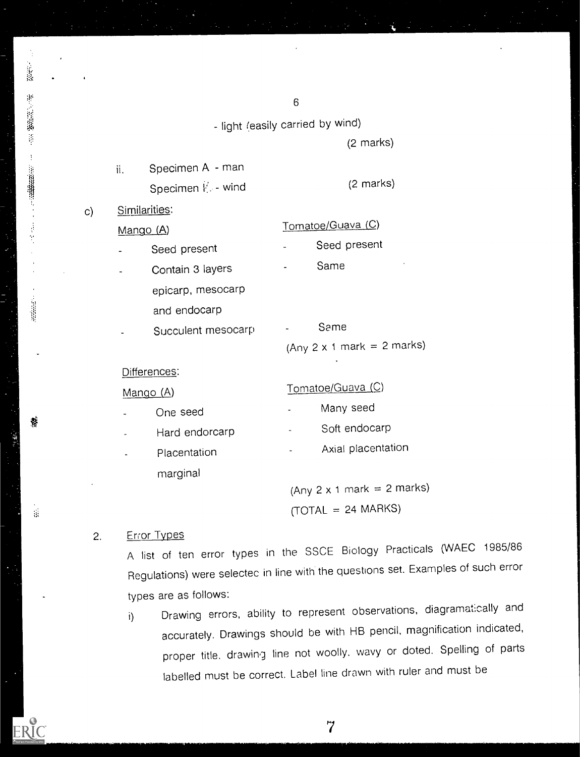- light (easily carried by wind)

(2 marks)

ii. Specimen A - man

Specimen K - wind (2 marks)

c) Similarities:

| Mango (A) | Tomatoe/Guava (C) |
|---|---|
| - Seed present | - Seed present |
| - Contain 3 layers epicarp, mesocarp and endocarp | - Same |
| - Succulent mesocarp | - Same |

(Any 2 x 1 mark = 2 marks)

Differences:

| Mango (A) | Tomatoe/Guava (C) |
|---|---|
| - One seed | - Many seed |
| - Hard endorcarp | - Soft endocarp |
| - Placentation marginal | - Axial placentation |

(Any 2 x 1 mark = 2 marks)

(TOTAL = 24 MARKS)

2. Error Types

A list of ten error types in the SSCE Biology Practicals (WAEC 1985/86 Regulations) were selectec in line with the questions set. Examples of such error types are as follows:

i) Drawing errors, ability to represent observations, diagramatically and accurately. Drawings should be with HB pencil, magnification indicated, proper title. drawing line not woolly. wavy or doted. Spelling of parts labelled must be correct. Label line drawn with ruler and must be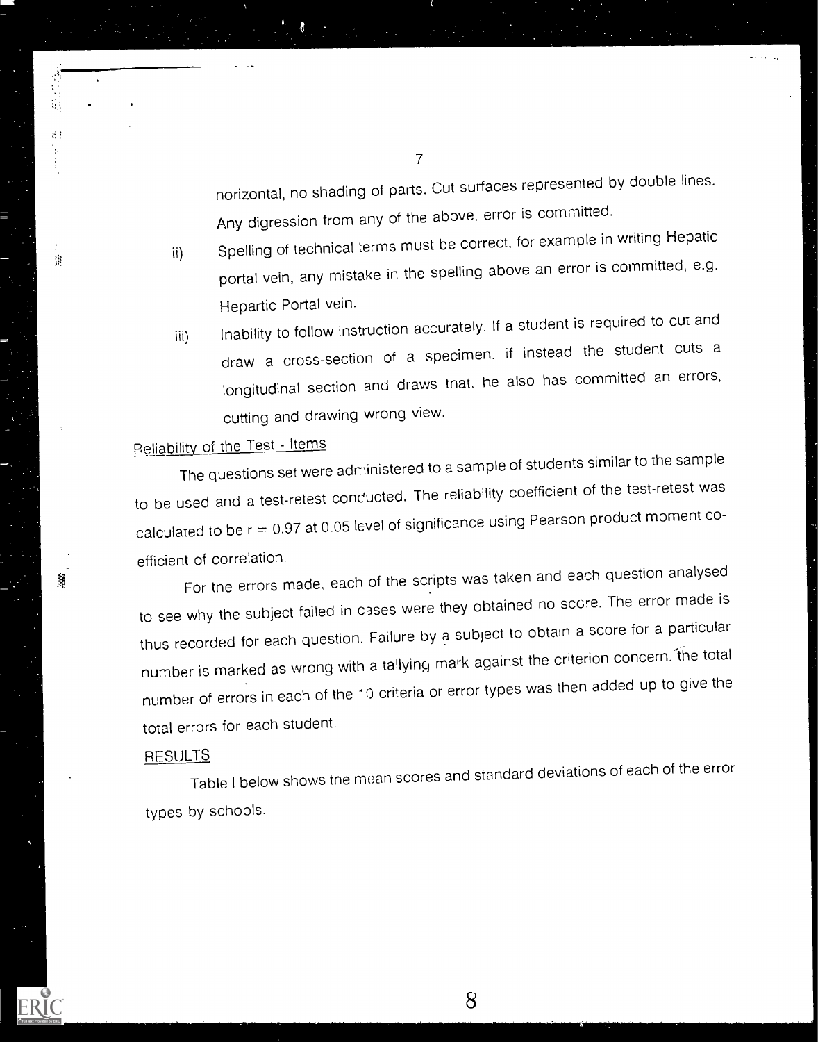horizontal, no shading of parts. Cut surfaces represented by double lines. Any digression from any of the above. error is committed.

ii) Spelling of technical terms must be correct, for example in writing Hepatic portal vein, any mistake in the spelling above an error is committed, e.g. Hepartic Portal vein.

iii) Inability to follow instruction accurately. If a student is required to cut and draw a cross-section of a specimen. if instead the student cuts a longitudinal section and draws that, he also has committed an errors, cutting and drawing wrong view.

Reliability of the Test - Items

The questions set were administered to a sample of students similar to the sample to be used and a test-retest conducted. The reliability coefficient of the test-retest was calculated to be $r = 0.97$ at 0.05 level of significance using Pearson product moment co-efficient of correlation.

For the errors made, each of the scripts was taken and each question analysed to see why the subject failed in cases were they obtained no score. The error made is thus recorded for each question. Failure by a subject to obtain a score for a particular number is marked as wrong with a tallying mark against the criterion concern. the total number of errors in each of the 10 criteria or error types was then added up to give the total errors for each student.

RESULTS

Table I below shows the mean scores and standard deviations of each of the error types by schools.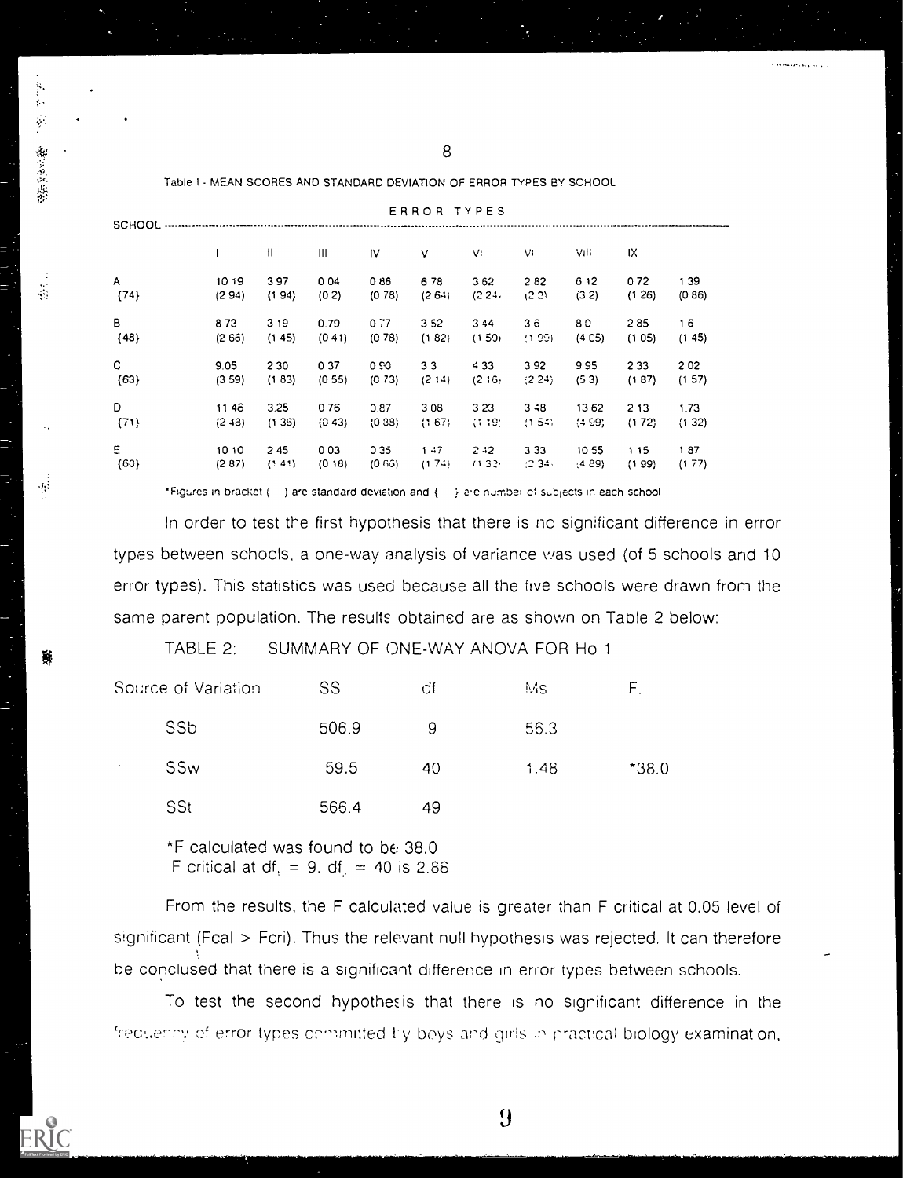Table I - MEAN SCORES AND STANDARD DEVIATION OF ERROR TYPES BY SCHOOL

| SCHOOL | ERROR TYPES | | | | | | | | | |
|---|---|---|---|---|---|---|---|---|---|---|
| | I | II | III | IV | V | VI | VII | VIII | IX | |
| A {74} | 10.19 (2.94) | 3.97 (1.94) | 0.04 (0.2) | 0.86 (0.78) | 6.78 (2.64) | 3.62 (2.24) | 2.82 (2.2) | 6.12 (3.2) | 0.72 (1.26) | 1.39 (0.86) |
| B {48} | 8.73 (2.66) | 3.19 (1.45) | 0.79 (0.41) | 0.77 (0.78) | 3.52 (1.82) | 3.44 (1.50) | 3.6 (1.99) | 8.0 (4.05) | 2.85 (1.05) | 1.6 (1.45) |
| C {63} | 9.05 (3.59) | 2.30 (1.83) | 0.37 (0.55) | 0.90 (0.73) | 3.3 (2.14) | 4.33 (2.16) | 3.92 (2.24) | 9.95 (5.3) | 2.33 (1.87) | 2.02 (1.57) |
| D {71} | 11.46 (2.48) | 3.25 (1.36) | 0.76 (0.43) | 0.87 (0.88) | 3.08 (1.67) | 3.23 (1.19) | 3.48 (1.54) | 13.62 (4.99) | 2.13 (1.72) | 1.73 (1.32) |
| E {60} | 10.10 (2.87) | 2.45 (1.41) | 0.03 (0.18) | 0.35 (0.66) | 1.47 (1.74) | 2.42 (1.32) | 3.33 (2.34) | 10.55 (4.89) | 1.15 (1.99) | 1.87 (1.77) |

*Figures in bracket ( ) are standard deviation and { } are number of subjects in each school

In order to test the first hypothesis that there is no significant difference in error types between schools, a one-way analysis of variance was used (of 5 schools and 10 error types). This statistics was used because all the five schools were drawn from the same parent population. The results obtained are as shown on Table 2 below:

TABLE 2: SUMMARY OF ONE-WAY ANOVA FOR Ho 1

| Source of Variation | SS. | df. | Ms | F. |
|---|---|---|---|---|
| SSb | 506.9 | 9 | 56.3 | |
| SSw | 59.5 | 40 | 1.48 | *38.0 |
| SSt | 566.4 | 49 | | |

*F calculated was found to be 38.0
F critical at $df_1 = 9$, $df_2 = 40$ is 2.86

From the results, the F calculated value is greater than F critical at 0.05 level of significant (Fcal > Fcri). Thus the relevant null hypothesis was rejected. It can therefore be concluded that there is a significant difference in error types between schools.

To test the second hypothesis that there is no significant difference in the frequency of error types committed by boys and girls in practical biology examination,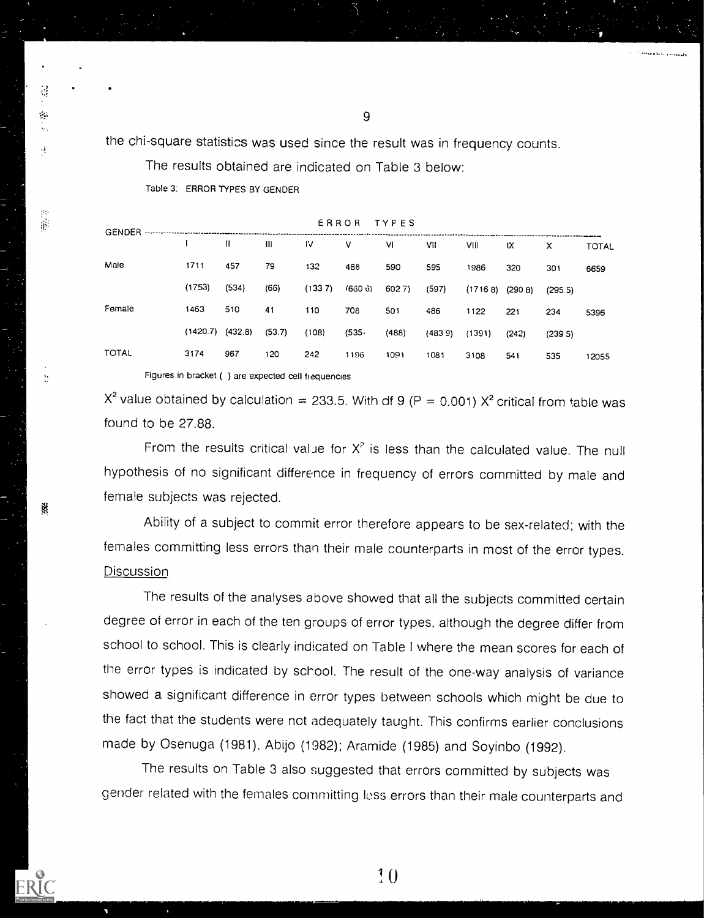the chi-square statistics was used since the result was in frequency counts.

The results obtained are indicated on Table 3 below:

Table 3: ERROR TYPES BY GENDER

| GENDER | ERROR TYPES | | | | | | | | | | |
|---|---|---|---|---|---|---|---|---|---|---|---|
| | I | II | III | IV | V | VI | VII | VIII | IX | X | TOTAL |
| Male | 1711 | 457 | 79 | 132 | 488 | 590 | 595 | 1986 | 320 | 301 | 6659 |
| | (1753) | (534) | (66) | (133 7) | (660 6) | 602 7) | (597) | (1716 8) | (290 8) | (295 5) | |
| Female | 1463 | 510 | 41 | 110 | 708 | 501 | 486 | 1122 | 221 | 234 | 5396 |
| | (1420.7) | (432.8) | (53.7) | (108) | (535. | (488) | (483 9) | (1391) | (242) | (239 5) | |
| TOTAL | 3174 | 967 | 120 | 242 | 1196 | 1091 | 1081 | 3108 | 541 | 535 | 12055 |

Figures in bracket ( ) are expected cell frequencies

$X^2$ value obtained by calculation = 233.5. With df 9 (P = 0.001) $X^2$ critical from table was found to be 27.88.

From the results critical value for $X^2$ is less than the calculated value. The null hypothesis of no significant difference in frequency of errors committed by male and female subjects was rejected.

Ability of a subject to commit error therefore appears to be sex-related; with the females committing less errors than their male counterparts in most of the error types.

## Discussion

The results of the analyses above showed that all the subjects committed certain degree of error in each of the ten groups of error types, although the degree differ from school to school. This is clearly indicated on Table I where the mean scores for each of the error types is indicated by school. The result of the one-way analysis of variance showed a significant difference in error types between schools which might be due to the fact that the students were not adequately taught. This confirms earlier conclusions made by Osenuga (1981), Abijo (1982); Aramide (1985) and Soyinbo (1992).

The results on Table 3 also suggested that errors committed by subjects was gender related with the females committing less errors than their male counterparts and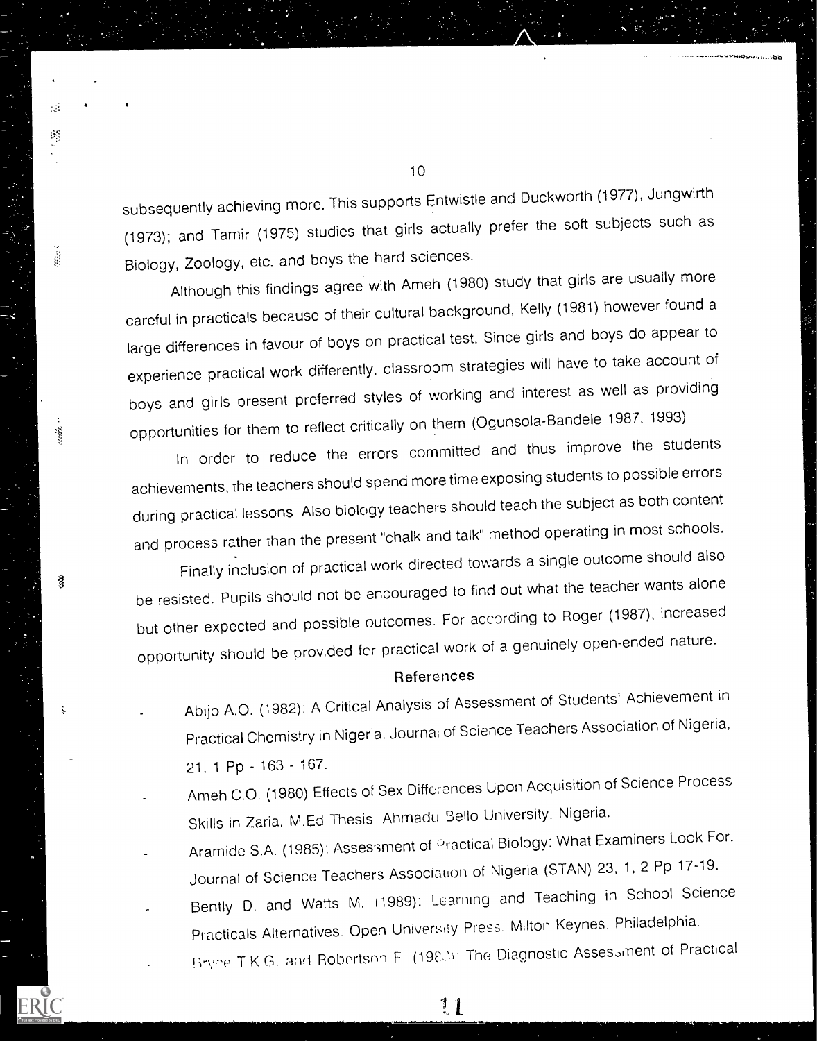subsequently achieving more. This supports Entwistle and Duckworth (1977), Jungwirth (1973); and Tamir (1975) studies that girls actually prefer the soft subjects such as Biology, Zoology, etc. and boys the hard sciences.

Although this findings agree with Ameh (1980) study that girls are usually more careful in practicals because of their cultural background, Kelly (1981) however found a large differences in favour of boys on practical test. Since girls and boys do appear to experience practical work differently, classroom strategies will have to take account of boys and girls present preferred styles of working and interest as well as providing opportunities for them to reflect critically on them (Ogunsola-Bandele 1987, 1993)

In order to reduce the errors committed and thus improve the students achievements, the teachers should spend more time exposing students to possible errors during practical lessons. Also biology teachers should teach the subject as both content and process rather than the present "chalk and talk" method operating in most schools.

Finally inclusion of practical work directed towards a single outcome should also be resisted. Pupils should not be encouraged to find out what the teacher wants alone but other expected and possible outcomes. For according to Roger (1987), increased opportunity should be provided for practical work of a genuinely open-ended nature.

## References

- Abijo A.O. (1982): A Critical Analysis of Assessment of Students' Achievement in Practical Chemistry in Nigeria. Journal of Science Teachers Association of Nigeria, 21, 1 Pp - 163 - 167.
- Ameh C.O. (1980) Effects of Sex Differences Upon Acquisition of Science Process Skills in Zaria. M.Ed Thesis Ahmadu Bello University, Nigeria.
- Aramide S.A. (1985): Assessment of Practical Biology: What Examiners Look For. Journal of Science Teachers Association of Nigeria (STAN) 23, 1, 2 Pp 17-19.
- Bently D. and Watts M. (1989): Learning and Teaching in School Science Practicals Alternatives. Open University Press. Milton Keynes. Philadelphia.
- Bryce T.K.G. and Robertson F. (198.): The Diagnostic Assessment of Practical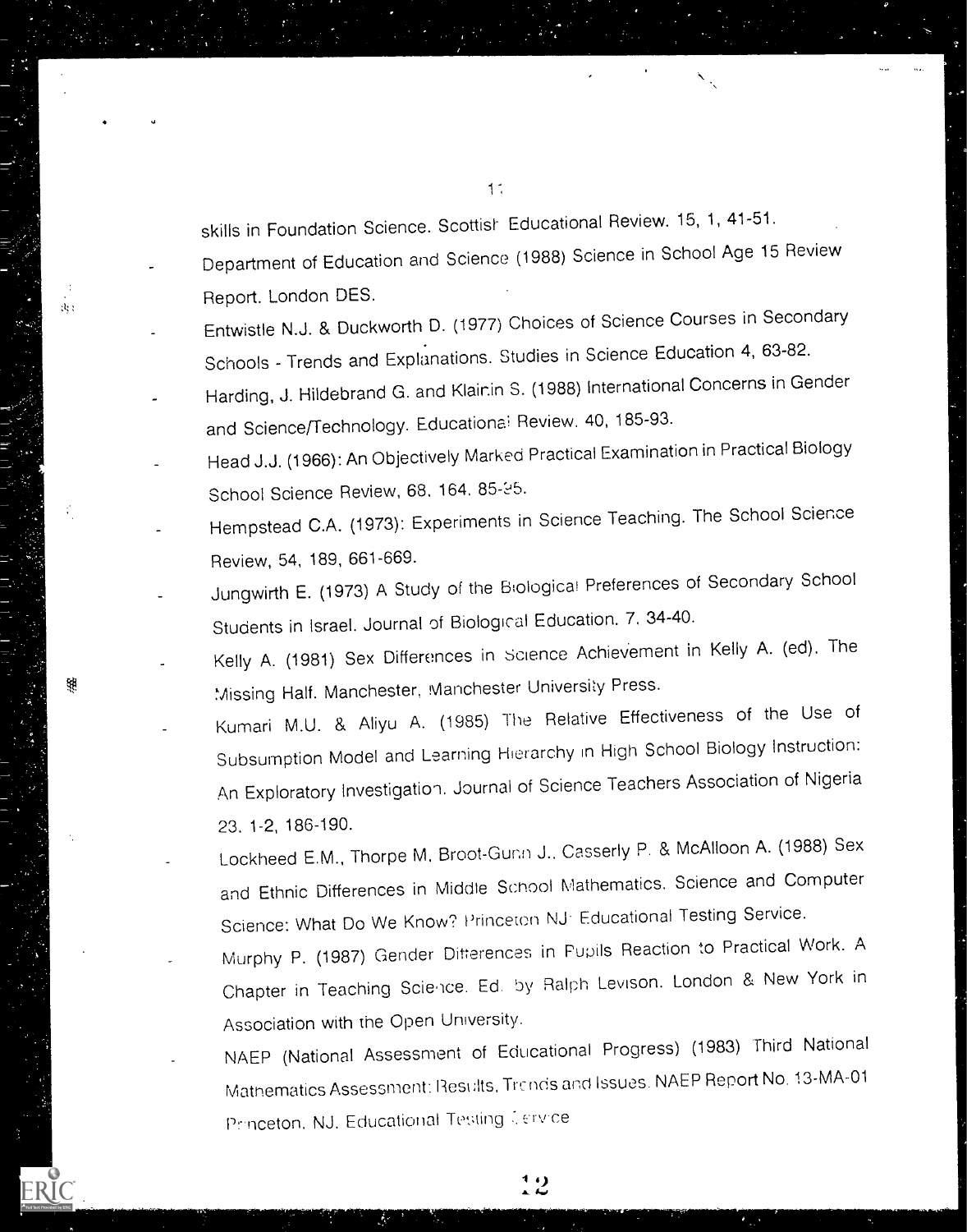skills in Foundation Science. Scottish Educational Review. 15, 1, 41-51.

- Department of Education and Science (1988) Science in School Age 15 Review Report. London DES.
- Entwistle N.J. & Duckworth D. (1977) Choices of Science Courses in Secondary Schools - Trends and Explanations. Studies in Science Education 4, 63-82.
- Harding, J. Hildebrand G. and Klainin S. (1988) International Concerns in Gender and Science/Technology. Educational Review. 40, 185-93.
- Head J.J. (1966): An Objectively Marked Practical Examination in Practical Biology School Science Review, 68, 164, 85-95.
- Hempstead C.A. (1973): Experiments in Science Teaching. The School Science Review, 54, 189, 661-669.
- Jungwirth E. (1973) A Study of the Biological Preferences of Secondary School Students in Israel. Journal of Biological Education. 7, 34-40.
- Kelly A. (1981) Sex Differences in Science Achievement in Kelly A. (ed). The Missing Half. Manchester, Manchester University Press.
- Kumari M.U. & Aliyu A. (1985) The Relative Effectiveness of the Use of Subsumption Model and Learning Hierarchy in High School Biology Instruction: An Exploratory Investigation. Journal of Science Teachers Association of Nigeria 23, 1-2, 186-190.
- Lockheed E.M., Thorpe M, Broot-Gunn J., Casserly P. & McAlloon A. (1988) Sex and Ethnic Differences in Middle School Mathematics, Science and Computer Science: What Do We Know? Princeton NJ: Educational Testing Service.
- Murphy P. (1987) Gender Differences in Pupils Reaction to Practical Work. A Chapter in Teaching Science. Ed. by Ralph Levison. London & New York in Association with the Open University.
- NAEP (National Assessment of Educational Progress) (1983) Third National Mathematics Assessment: Results, Trends and Issues. NAEP Report No. 13-MA-01 Princeton, NJ. Educational Testing Service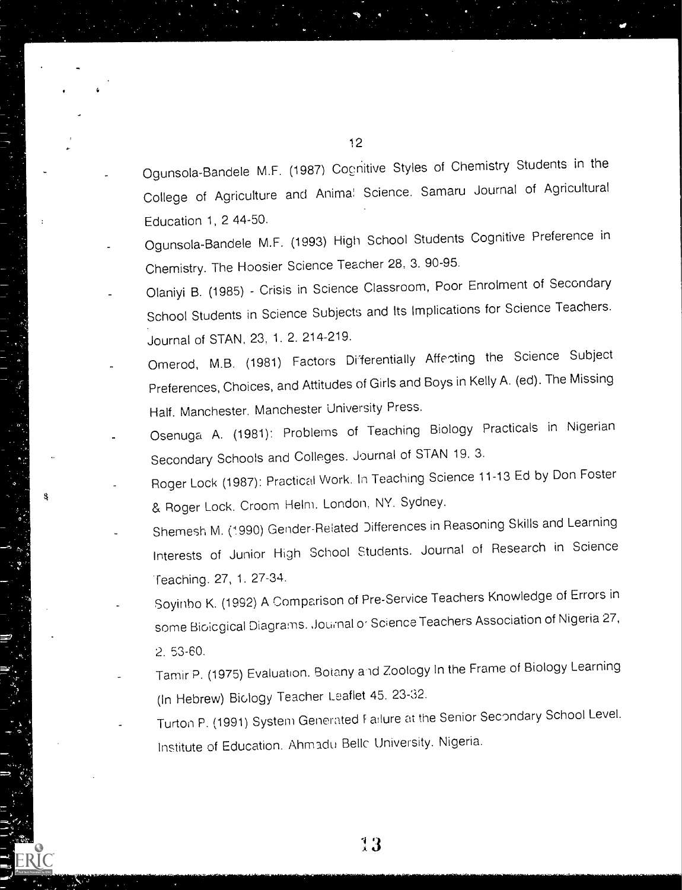- Ogunsola-Bandele M.F. (1987) Cognitive Styles of Chemistry Students in the College of Agriculture and Animal Science. Samaru Journal of Agricultural Education 1, 2 44-50.
- Ogunsola-Bandele M.F. (1993) High School Students Cognitive Preference in Chemistry. The Hoosier Science Teacher 28, 3. 90-95.
- Olaniyi B. (1985) - Crisis in Science Classroom, Poor Enrolment of Secondary School Students in Science Subjects and Its Implications for Science Teachers. Journal of STAN, 23, 1. 2. 214-219.
- Omerod, M.B. (1981) Factors Differentially Affecting the Science Subject Preferences, Choices, and Attitudes of Girls and Boys in Kelly A. (ed). The Missing Half. Manchester. Manchester University Press.
- Osenuga A. (1981): Problems of Teaching Biology Practicals in Nigerian Secondary Schools and Colleges. Journal of STAN 19. 3.
- Roger Lock (1987): Practical Work. In Teaching Science 11-13 Ed by Don Foster & Roger Lock. Croom Helm. London, NY. Sydney.
- Shemesh M. (1990) Gender-Related Differences in Reasoning Skills and Learning Interests of Junior High School Students. Journal of Research in Science Teaching. 27, 1. 27-34.
- Soyibo K. (1992) A Comparison of Pre-Service Teachers Knowledge of Errors in some Biological Diagrams. Journal of Science Teachers Association of Nigeria 27, 2. 53-60.
- Tamir P. (1975) Evaluation. Botany and Zoology In the Frame of Biology Learning (In Hebrew) Biology Teacher Leaflet 45. 23-32.
- Turton P. (1991) System Generated Failure at the Senior Secondary School Level. Institute of Education. Ahmadu Bello University. Nigeria.